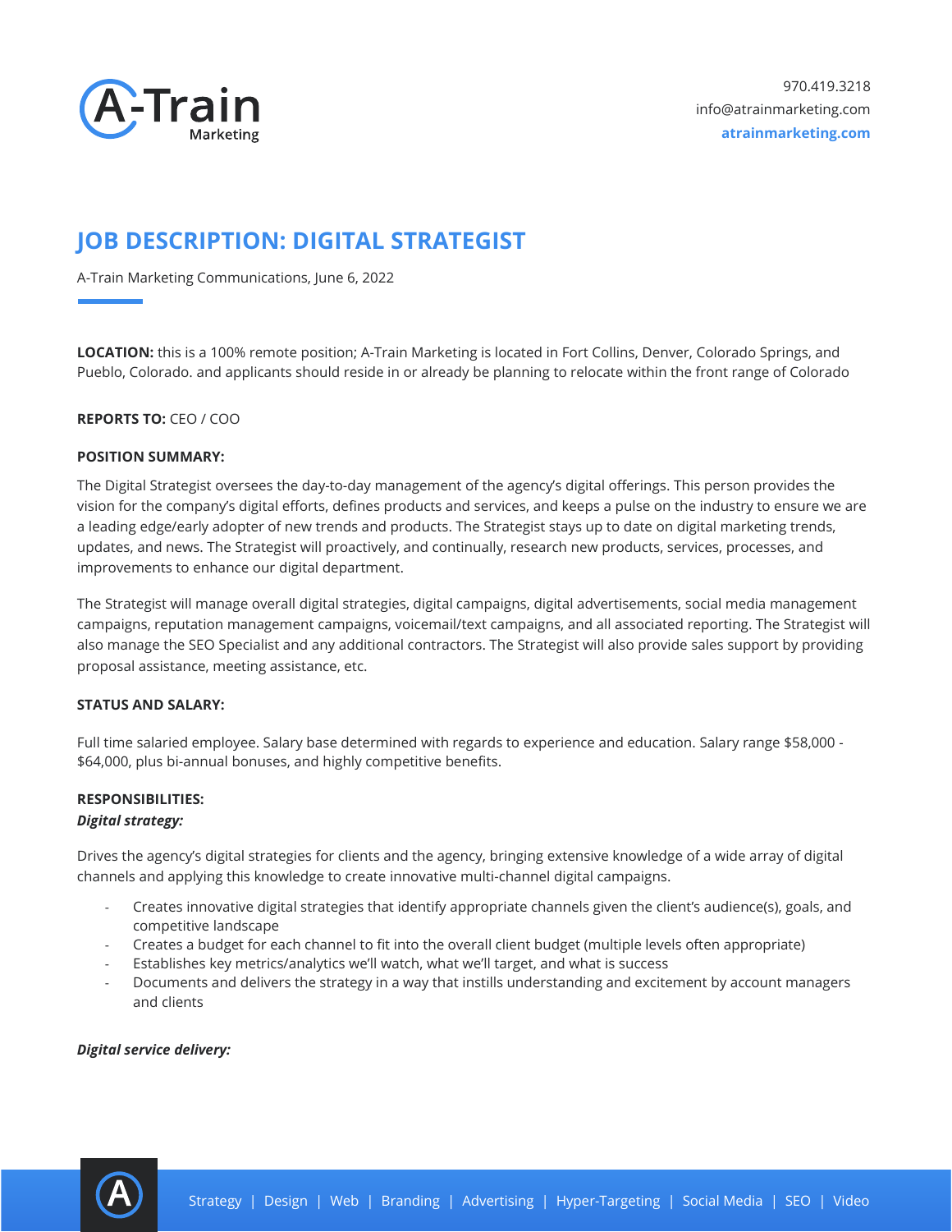A-Train Marketing

970.419.3218
info@atrainmarketing.com
**atrainmarketing.com**

# JOB DESCRIPTION: DIGITAL STRATEGIST

A-Train Marketing Communications, June 6, 2022

**LOCATION:** this is a 100% remote position; A-Train Marketing is located in Fort Collins, Denver, Colorado Springs, and Pueblo, Colorado. and applicants should reside in or already be planning to relocate within the front range of Colorado

**REPORTS TO:** CEO / COO

**POSITION SUMMARY:**

The Digital Strategist oversees the day-to-day management of the agency's digital offerings. This person provides the vision for the company's digital efforts, defines products and services, and keeps a pulse on the industry to ensure we are a leading edge/early adopter of new trends and products. The Strategist stays up to date on digital marketing trends, updates, and news. The Strategist will proactively, and continually, research new products, services, processes, and improvements to enhance our digital department.

The Strategist will manage overall digital strategies, digital campaigns, digital advertisements, social media management campaigns, reputation management campaigns, voicemail/text campaigns, and all associated reporting. The Strategist will also manage the SEO Specialist and any additional contractors. The Strategist will also provide sales support by providing proposal assistance, meeting assistance, etc.

**STATUS AND SALARY:**

Full time salaried employee. Salary base determined with regards to experience and education. Salary range $58,000 - $64,000, plus bi-annual bonuses, and highly competitive benefits.

**RESPONSIBILITIES:**

***Digital strategy:***

Drives the agency's digital strategies for clients and the agency, bringing extensive knowledge of a wide array of digital channels and applying this knowledge to create innovative multi-channel digital campaigns.

- Creates innovative digital strategies that identify appropriate channels given the client's audience(s), goals, and competitive landscape
- Creates a budget for each channel to fit into the overall client budget (multiple levels often appropriate)
- Establishes key metrics/analytics we'll watch, what we'll target, and what is success
- Documents and delivers the strategy in a way that instills understanding and excitement by account managers and clients

***Digital service delivery:***

Strategy | Design | Web | Branding | Advertising | Hyper-Targeting | Social Media | SEO | Video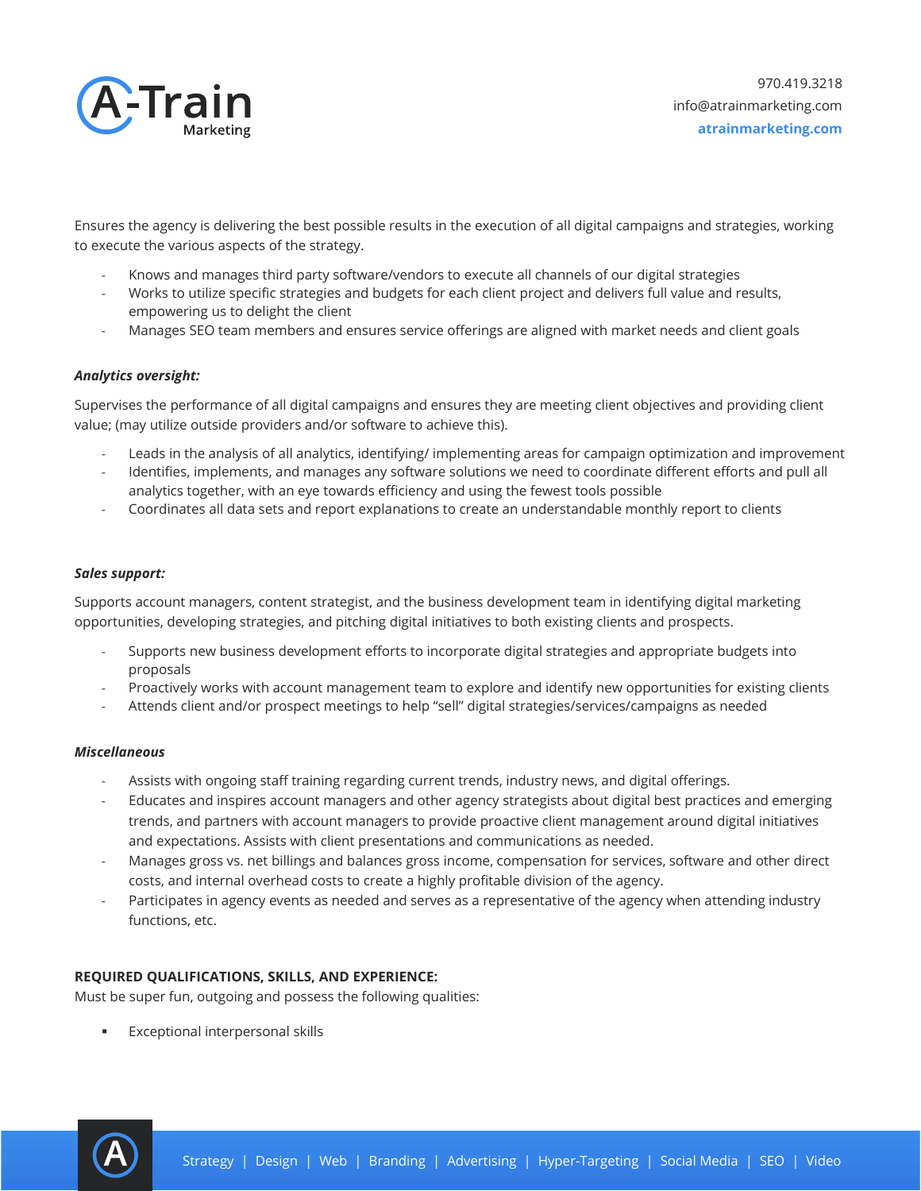Ensures the agency is delivering the best possible results in the execution of all digital campaigns and strategies, working to execute the various aspects of the strategy.

- Knows and manages third party software/vendors to execute all channels of our digital strategies
- Works to utilize specific strategies and budgets for each client project and delivers full value and results, empowering us to delight the client
- Manages SEO team members and ensures service offerings are aligned with market needs and client goals

***Analytics oversight:***

Supervises the performance of all digital campaigns and ensures they are meeting client objectives and providing client value; (may utilize outside providers and/or software to achieve this).

- Leads in the analysis of all analytics, identifying/ implementing areas for campaign optimization and improvement
- Identifies, implements, and manages any software solutions we need to coordinate different efforts and pull all analytics together, with an eye towards efficiency and using the fewest tools possible
- Coordinates all data sets and report explanations to create an understandable monthly report to clients

***Sales support:***

Supports account managers, content strategist, and the business development team in identifying digital marketing opportunities, developing strategies, and pitching digital initiatives to both existing clients and prospects.

- Supports new business development efforts to incorporate digital strategies and appropriate budgets into proposals
- Proactively works with account management team to explore and identify new opportunities for existing clients
- Attends client and/or prospect meetings to help "sell" digital strategies/services/campaigns as needed

***Miscellaneous***

- Assists with ongoing staff training regarding current trends, industry news, and digital offerings.
- Educates and inspires account managers and other agency strategists about digital best practices and emerging trends, and partners with account managers to provide proactive client management around digital initiatives and expectations. Assists with client presentations and communications as needed.
- Manages gross vs. net billings and balances gross income, compensation for services, software and other direct costs, and internal overhead costs to create a highly profitable division of the agency.
- Participates in agency events as needed and serves as a representative of the agency when attending industry functions, etc.

**REQUIRED QUALIFICATIONS, SKILLS, AND EXPERIENCE:**

Must be super fun, outgoing and possess the following qualities:

- Exceptional interpersonal skills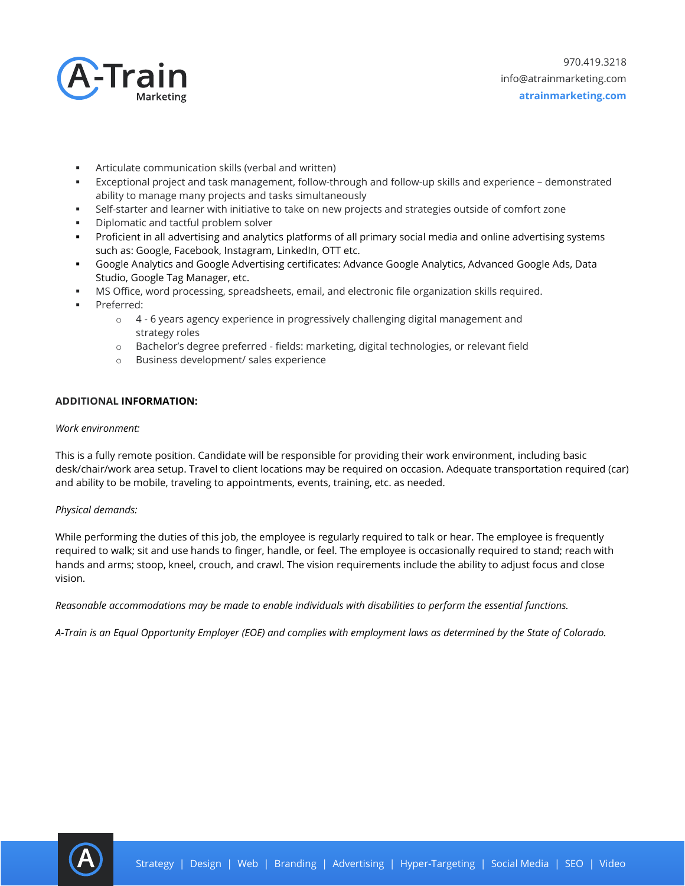- Articulate communication skills (verbal and written)
- Exceptional project and task management, follow-through and follow-up skills and experience – demonstrated ability to manage many projects and tasks simultaneously
- Self-starter and learner with initiative to take on new projects and strategies outside of comfort zone
- Diplomatic and tactful problem solver
- Proficient in all advertising and analytics platforms of all primary social media and online advertising systems such as: Google, Facebook, Instagram, LinkedIn, OTT etc.
- Google Analytics and Google Advertising certificates: Advance Google Analytics, Advanced Google Ads, Data Studio, Google Tag Manager, etc.
- MS Office, word processing, spreadsheets, email, and electronic file organization skills required.
- Preferred:
  - 4 - 6 years agency experience in progressively challenging digital management and strategy roles
  - Bachelor's degree preferred - fields: marketing, digital technologies, or relevant field
  - Business development/ sales experience

**ADDITIONAL INFORMATION:**

*Work environment:*

This is a fully remote position. Candidate will be responsible for providing their work environment, including basic desk/chair/work area setup. Travel to client locations may be required on occasion. Adequate transportation required (car) and ability to be mobile, traveling to appointments, events, training, etc. as needed.

*Physical demands:*

While performing the duties of this job, the employee is regularly required to talk or hear. The employee is frequently required to walk; sit and use hands to finger, handle, or feel. The employee is occasionally required to stand; reach with hands and arms; stoop, kneel, crouch, and crawl. The vision requirements include the ability to adjust focus and close vision.

*Reasonable accommodations may be made to enable individuals with disabilities to perform the essential functions.*

*A-Train is an Equal Opportunity Employer (EOE) and complies with employment laws as determined by the State of Colorado.*